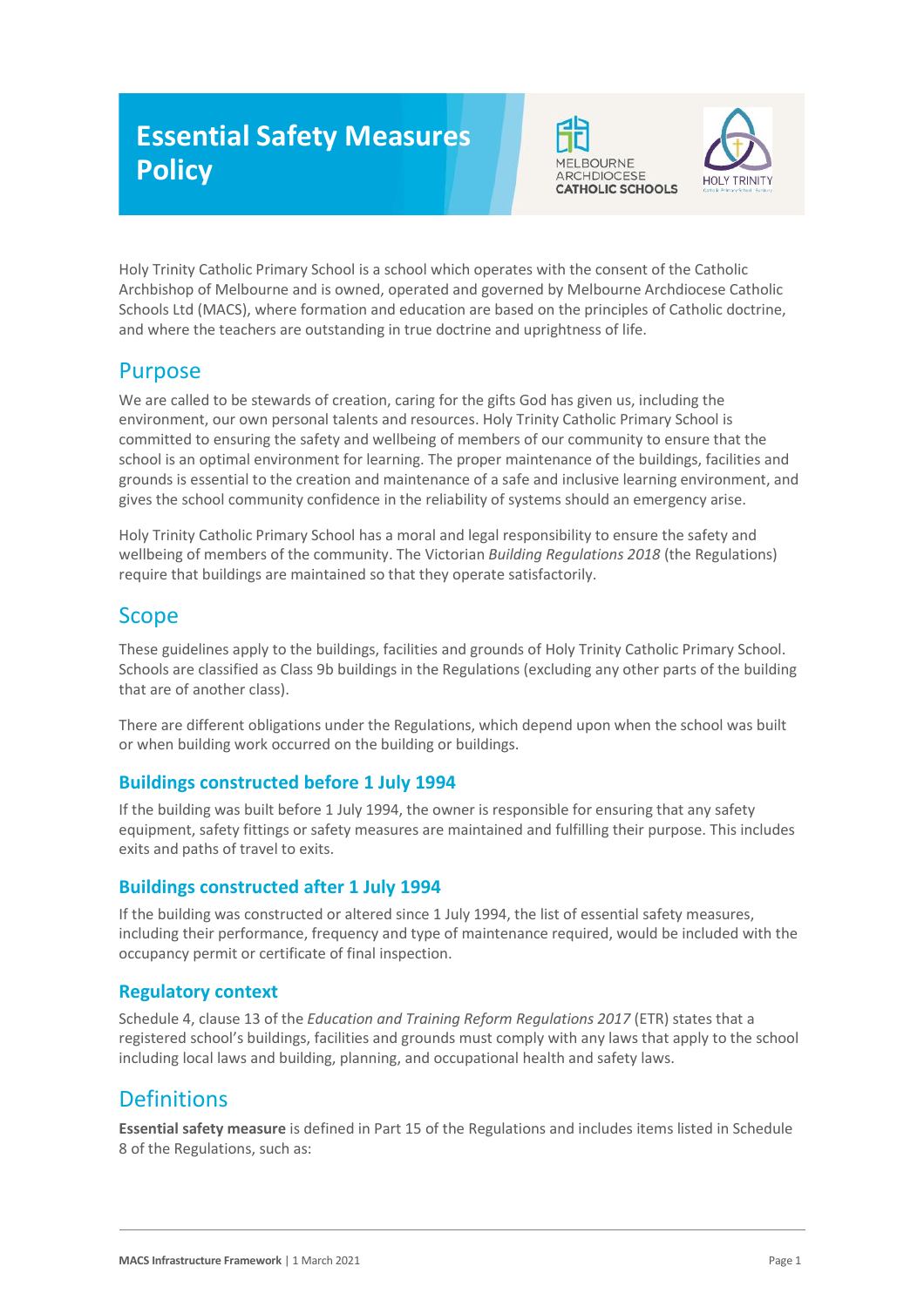# Essential Safety Measures Policy

Holy Trinity Catholic Primary School is a school which operates with the consent of the Catholic Archbishop of Melbourne and is owned, operated and governed by Melbourne Archdiocese Catholic Schools Ltd (MACS), where formation and education are based on the principles of Catholic doctrine, and where the teachers are outstanding in true doctrine and uprightness of life.

## Purpose

We are called to be stewards of creation, caring for the gifts God has given us, including the environment, our own personal talents and resources. Holy Trinity Catholic Primary School is committed to ensuring the safety and wellbeing of members of our community to ensure that the school is an optimal environment for learning. The proper maintenance of the buildings, facilities and grounds is essential to the creation and maintenance of a safe and inclusive learning environment, and gives the school community confidence in the reliability of systems should an emergency arise.

Holy Trinity Catholic Primary School has a moral and legal responsibility to ensure the safety and wellbeing of members of the community. The Victorian *Building Regulations 2018* (the Regulations) require that buildings are maintained so that they operate satisfactorily.

## Scope

These guidelines apply to the buildings, facilities and grounds of Holy Trinity Catholic Primary School. Schools are classified as Class 9b buildings in the Regulations (excluding any other parts of the building that are of another class).

There are different obligations under the Regulations, which depend upon when the school was built or when building work occurred on the building or buildings.

### Buildings constructed before 1 July 1994

If the building was built before 1 July 1994, the owner is responsible for ensuring that any safety equipment, safety fittings or safety measures are maintained and fulfilling their purpose. This includes exits and paths of travel to exits.

### Buildings constructed after 1 July 1994

If the building was constructed or altered since 1 July 1994, the list of essential safety measures, including their performance, frequency and type of maintenance required, would be included with the occupancy permit or certificate of final inspection.

### Regulatory context

Schedule 4, clause 13 of the *Education and Training Reform Regulations 2017* (ETR) states that a registered school's buildings, facilities and grounds must comply with any laws that apply to the school including local laws and building, planning, and occupational health and safety laws.

## Definitions

**Essential safety measure** is defined in Part 15 of the Regulations and includes items listed in Schedule 8 of the Regulations, such as: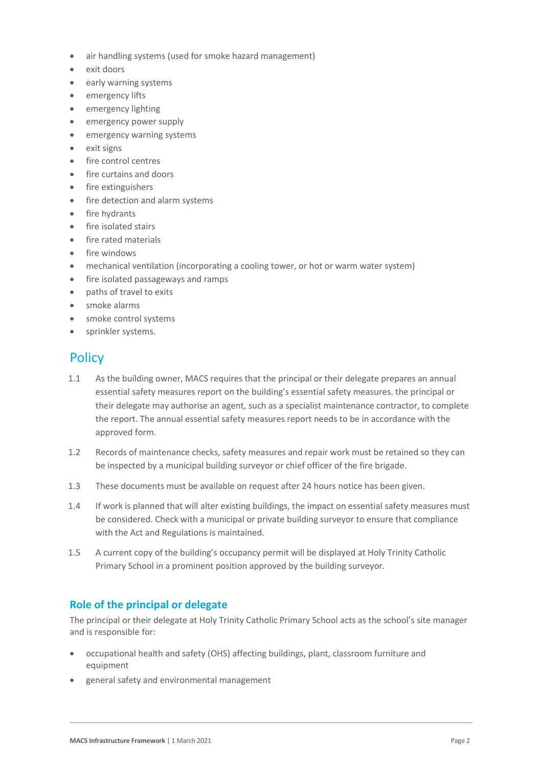- air handling systems (used for smoke hazard management)
- exit doors
- early warning systems
- emergency lifts
- emergency lighting
- emergency power supply
- emergency warning systems
- exit signs
- fire control centres
- fire curtains and doors
- fire extinguishers
- fire detection and alarm systems
- fire hydrants
- fire isolated stairs
- fire rated materials
- fire windows
- mechanical ventilation (incorporating a cooling tower, or hot or warm water system)
- fire isolated passageways and ramps
- paths of travel to exits
- smoke alarms
- smoke control systems
- sprinkler systems.

## Policy

1.1 As the building owner, MACS requires that the principal or their delegate prepares an annual essential safety measures report on the building's essential safety measures. the principal or their delegate may authorise an agent, such as a specialist maintenance contractor, to complete the report. The annual essential safety measures report needs to be in accordance with the approved form.

1.2 Records of maintenance checks, safety measures and repair work must be retained so they can be inspected by a municipal building surveyor or chief officer of the fire brigade.

1.3 These documents must be available on request after 24 hours notice has been given.

1.4 If work is planned that will alter existing buildings, the impact on essential safety measures must be considered. Check with a municipal or private building surveyor to ensure that compliance with the Act and Regulations is maintained.

1.5 A current copy of the building's occupancy permit will be displayed at Holy Trinity Catholic Primary School in a prominent position approved by the building surveyor.

### Role of the principal or delegate

The principal or their delegate at Holy Trinity Catholic Primary School acts as the school's site manager and is responsible for:

- occupational health and safety (OHS) affecting buildings, plant, classroom furniture and equipment
- general safety and environmental management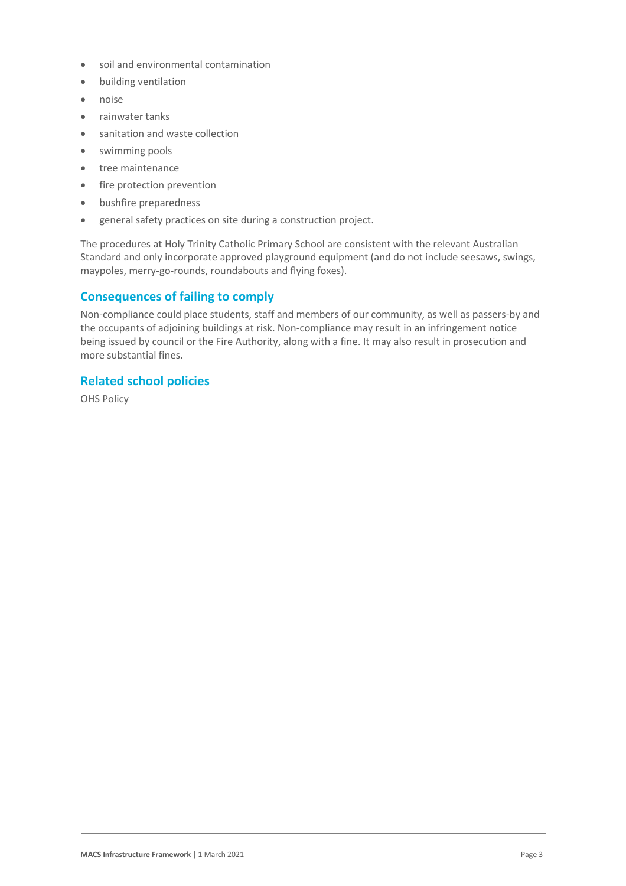- soil and environmental contamination
- building ventilation
- noise
- rainwater tanks
- sanitation and waste collection
- swimming pools
- tree maintenance
- fire protection prevention
- bushfire preparedness
- general safety practices on site during a construction project.

The procedures at Holy Trinity Catholic Primary School are consistent with the relevant Australian Standard and only incorporate approved playground equipment (and do not include seesaws, swings, maypoles, merry-go-rounds, roundabouts and flying foxes).

## Consequences of failing to comply

Non-compliance could place students, staff and members of our community, as well as passers-by and the occupants of adjoining buildings at risk. Non-compliance may result in an infringement notice being issued by council or the Fire Authority, along with a fine. It may also result in prosecution and more substantial fines.

## Related school policies

OHS Policy